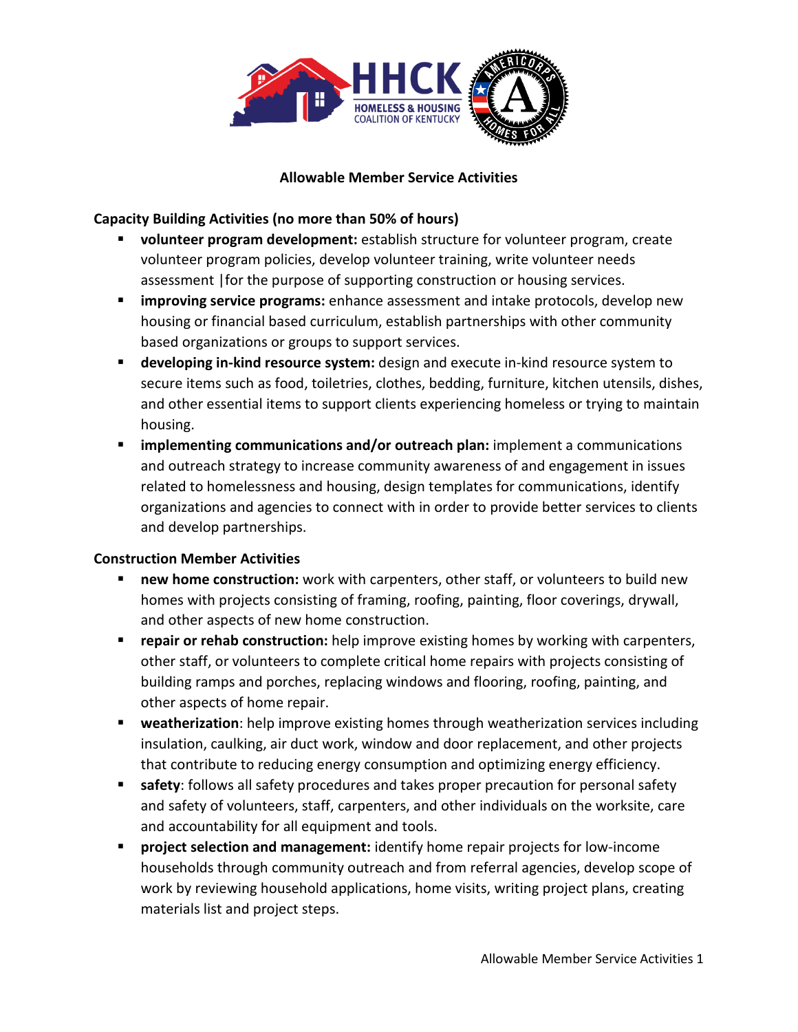# Allowable Member Service Activities

## Capacity Building Activities (no more than 50% of hours)

- **volunteer program development:** establish structure for volunteer program, create volunteer program policies, develop volunteer training, write volunteer needs assessment |for the purpose of supporting construction or housing services.
- **improving service programs:** enhance assessment and intake protocols, develop new housing or financial based curriculum, establish partnerships with other community based organizations or groups to support services.
- **developing in-kind resource system:** design and execute in-kind resource system to secure items such as food, toiletries, clothes, bedding, furniture, kitchen utensils, dishes, and other essential items to support clients experiencing homeless or trying to maintain housing.
- **implementing communications and/or outreach plan:** implement a communications and outreach strategy to increase community awareness of and engagement in issues related to homelessness and housing, design templates for communications, identify organizations and agencies to connect with in order to provide better services to clients and develop partnerships.

## Construction Member Activities

- **new home construction:** work with carpenters, other staff, or volunteers to build new homes with projects consisting of framing, roofing, painting, floor coverings, drywall, and other aspects of new home construction.
- **repair or rehab construction:** help improve existing homes by working with carpenters, other staff, or volunteers to complete critical home repairs with projects consisting of building ramps and porches, replacing windows and flooring, roofing, painting, and other aspects of home repair.
- **weatherization**: help improve existing homes through weatherization services including insulation, caulking, air duct work, window and door replacement, and other projects that contribute to reducing energy consumption and optimizing energy efficiency.
- **safety**: follows all safety procedures and takes proper precaution for personal safety and safety of volunteers, staff, carpenters, and other individuals on the worksite, care and accountability for all equipment and tools.
- **project selection and management:** identify home repair projects for low-income households through community outreach and from referral agencies, develop scope of work by reviewing household applications, home visits, writing project plans, creating materials list and project steps.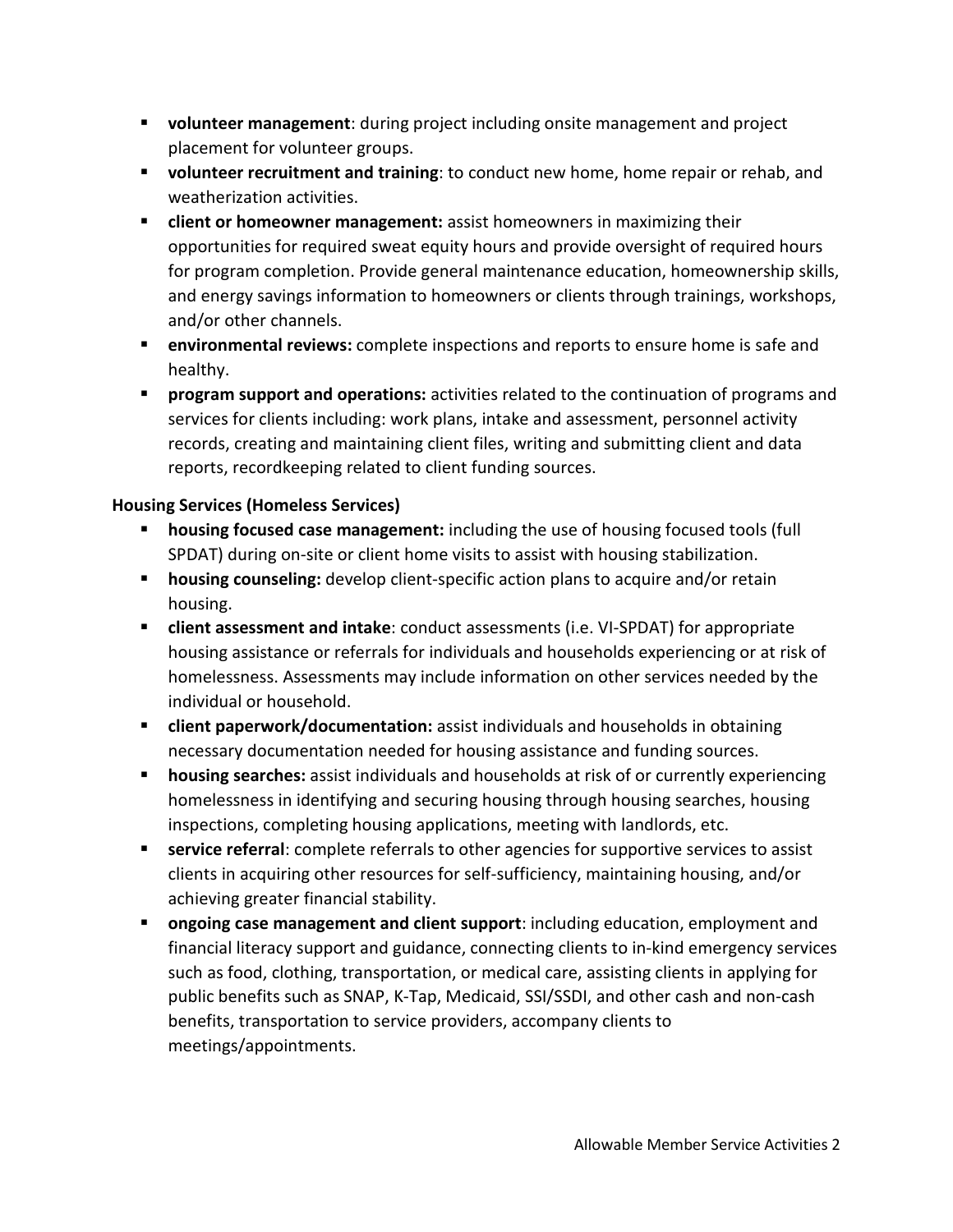- **volunteer management**: during project including onsite management and project placement for volunteer groups.
- **volunteer recruitment and training**: to conduct new home, home repair or rehab, and weatherization activities.
- **client or homeowner management:** assist homeowners in maximizing their opportunities for required sweat equity hours and provide oversight of required hours for program completion. Provide general maintenance education, homeownership skills, and energy savings information to homeowners or clients through trainings, workshops, and/or other channels.
- **environmental reviews:** complete inspections and reports to ensure home is safe and healthy.
- **program support and operations:** activities related to the continuation of programs and services for clients including: work plans, intake and assessment, personnel activity records, creating and maintaining client files, writing and submitting client and data reports, recordkeeping related to client funding sources.

**Housing Services (Homeless Services)**

- **housing focused case management:** including the use of housing focused tools (full SPDAT) during on-site or client home visits to assist with housing stabilization.
- **housing counseling:** develop client-specific action plans to acquire and/or retain housing.
- **client assessment and intake**: conduct assessments (i.e. VI-SPDAT) for appropriate housing assistance or referrals for individuals and households experiencing or at risk of homelessness. Assessments may include information on other services needed by the individual or household.
- **client paperwork/documentation:** assist individuals and households in obtaining necessary documentation needed for housing assistance and funding sources.
- **housing searches:** assist individuals and households at risk of or currently experiencing homelessness in identifying and securing housing through housing searches, housing inspections, completing housing applications, meeting with landlords, etc.
- **service referral**: complete referrals to other agencies for supportive services to assist clients in acquiring other resources for self-sufficiency, maintaining housing, and/or achieving greater financial stability.
- **ongoing case management and client support**: including education, employment and financial literacy support and guidance, connecting clients to in-kind emergency services such as food, clothing, transportation, or medical care, assisting clients in applying for public benefits such as SNAP, K-Tap, Medicaid, SSI/SSDI, and other cash and non-cash benefits, transportation to service providers, accompany clients to meetings/appointments.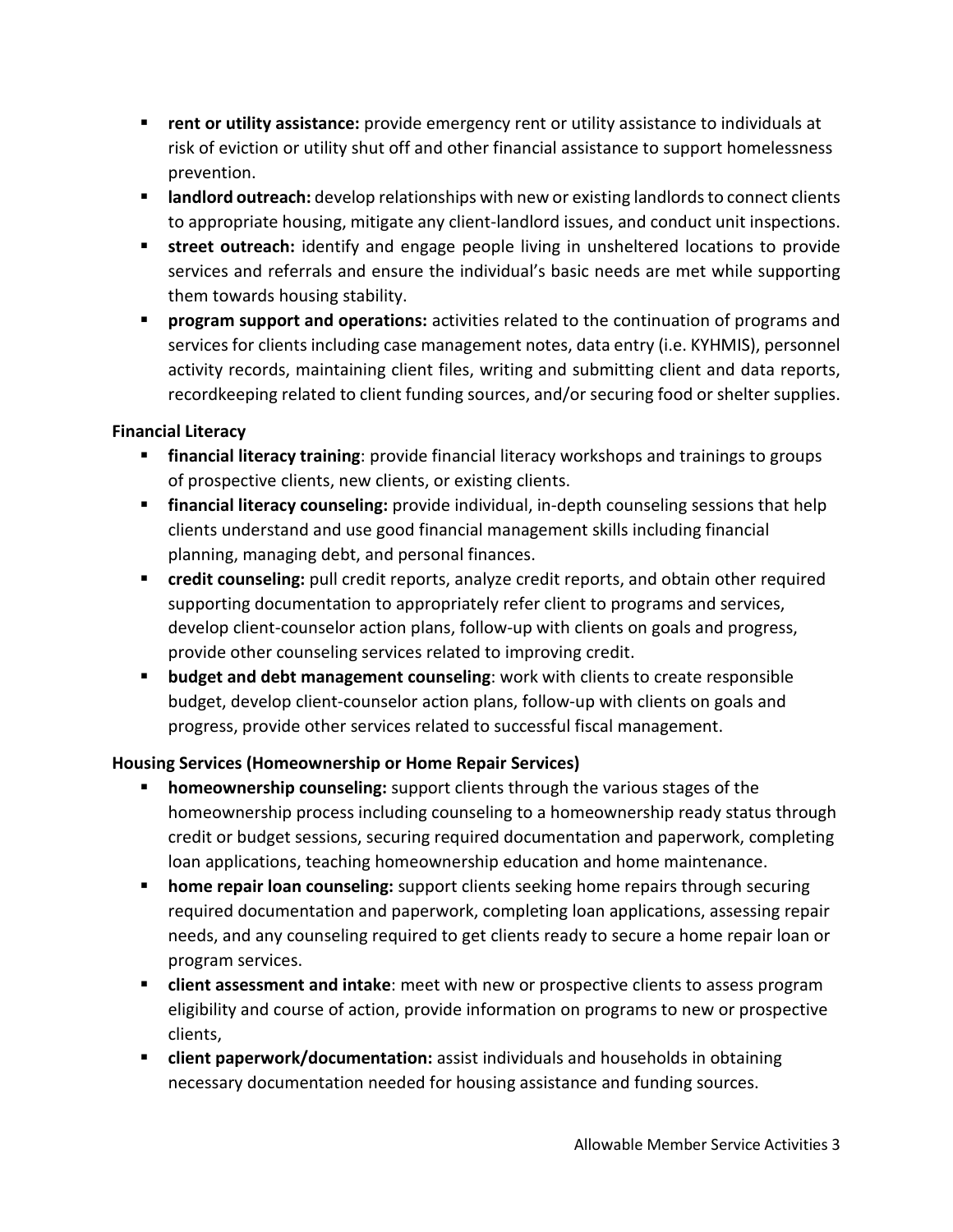- **rent or utility assistance:** provide emergency rent or utility assistance to individuals at risk of eviction or utility shut off and other financial assistance to support homelessness prevention.
- **landlord outreach:** develop relationships with new or existing landlords to connect clients to appropriate housing, mitigate any client-landlord issues, and conduct unit inspections.
- **street outreach:** identify and engage people living in unsheltered locations to provide services and referrals and ensure the individual's basic needs are met while supporting them towards housing stability.
- **program support and operations:** activities related to the continuation of programs and services for clients including case management notes, data entry (i.e. KYHMIS), personnel activity records, maintaining client files, writing and submitting client and data reports, recordkeeping related to client funding sources, and/or securing food or shelter supplies.

**Financial Literacy**

- **financial literacy training**: provide financial literacy workshops and trainings to groups of prospective clients, new clients, or existing clients.
- **financial literacy counseling:** provide individual, in-depth counseling sessions that help clients understand and use good financial management skills including financial planning, managing debt, and personal finances.
- **credit counseling:** pull credit reports, analyze credit reports, and obtain other required supporting documentation to appropriately refer client to programs and services, develop client-counselor action plans, follow-up with clients on goals and progress, provide other counseling services related to improving credit.
- **budget and debt management counseling**: work with clients to create responsible budget, develop client-counselor action plans, follow-up with clients on goals and progress, provide other services related to successful fiscal management.

**Housing Services (Homeownership or Home Repair Services)**

- **homeownership counseling:** support clients through the various stages of the homeownership process including counseling to a homeownership ready status through credit or budget sessions, securing required documentation and paperwork, completing loan applications, teaching homeownership education and home maintenance.
- **home repair loan counseling:** support clients seeking home repairs through securing required documentation and paperwork, completing loan applications, assessing repair needs, and any counseling required to get clients ready to secure a home repair loan or program services.
- **client assessment and intake**: meet with new or prospective clients to assess program eligibility and course of action, provide information on programs to new or prospective clients,
- **client paperwork/documentation:** assist individuals and households in obtaining necessary documentation needed for housing assistance and funding sources.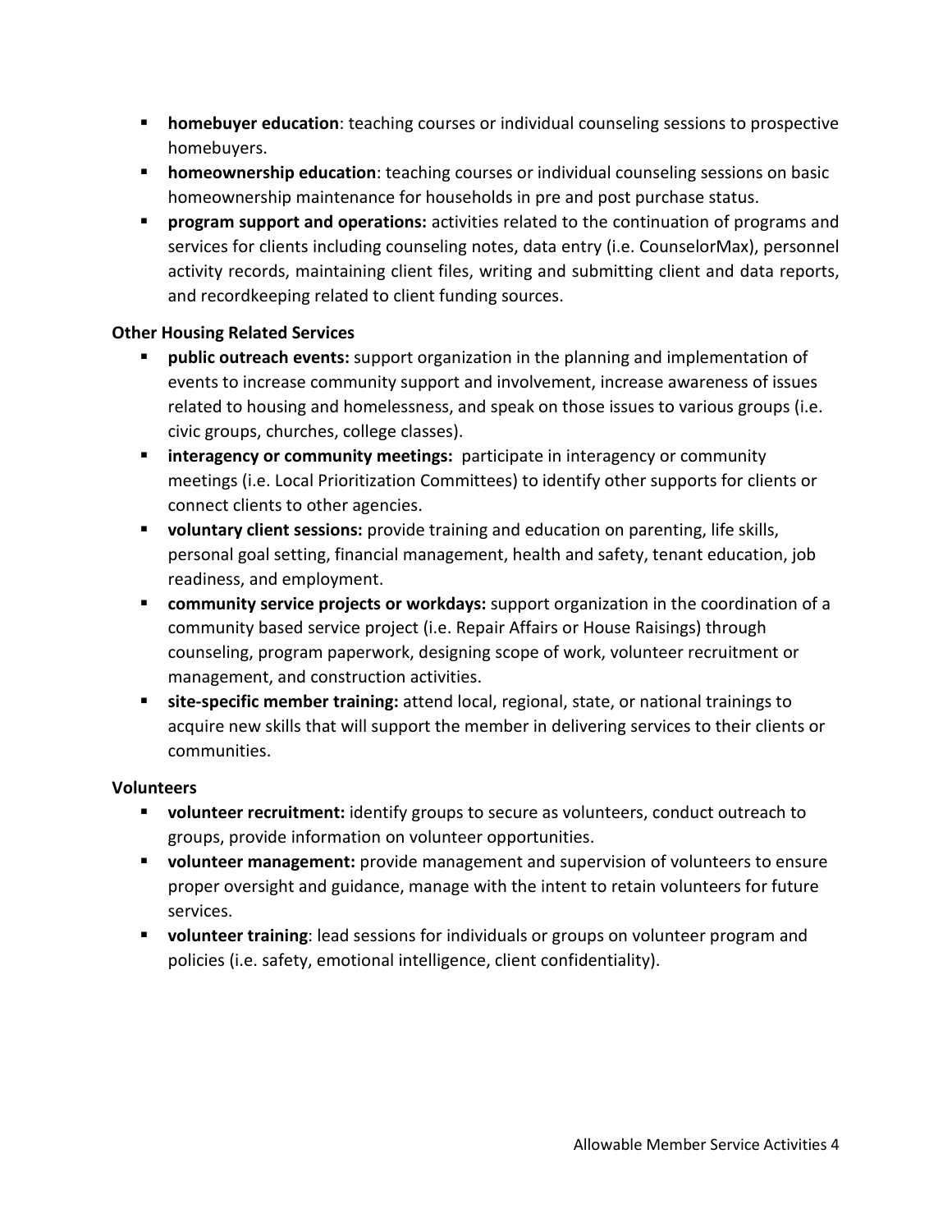- **homebuyer education**: teaching courses or individual counseling sessions to prospective homebuyers.
- **homeownership education**: teaching courses or individual counseling sessions on basic homeownership maintenance for households in pre and post purchase status.
- **program support and operations:** activities related to the continuation of programs and services for clients including counseling notes, data entry (i.e. CounselorMax), personnel activity records, maintaining client files, writing and submitting client and data reports, and recordkeeping related to client funding sources.

**Other Housing Related Services**

- **public outreach events:** support organization in the planning and implementation of events to increase community support and involvement, increase awareness of issues related to housing and homelessness, and speak on those issues to various groups (i.e. civic groups, churches, college classes).
- **interagency or community meetings:** participate in interagency or community meetings (i.e. Local Prioritization Committees) to identify other supports for clients or connect clients to other agencies.
- **voluntary client sessions:** provide training and education on parenting, life skills, personal goal setting, financial management, health and safety, tenant education, job readiness, and employment.
- **community service projects or workdays:** support organization in the coordination of a community based service project (i.e. Repair Affairs or House Raisings) through counseling, program paperwork, designing scope of work, volunteer recruitment or management, and construction activities.
- **site-specific member training:** attend local, regional, state, or national trainings to acquire new skills that will support the member in delivering services to their clients or communities.

**Volunteers**

- **volunteer recruitment:** identify groups to secure as volunteers, conduct outreach to groups, provide information on volunteer opportunities.
- **volunteer management:** provide management and supervision of volunteers to ensure proper oversight and guidance, manage with the intent to retain volunteers for future services.
- **volunteer training**: lead sessions for individuals or groups on volunteer program and policies (i.e. safety, emotional intelligence, client confidentiality).